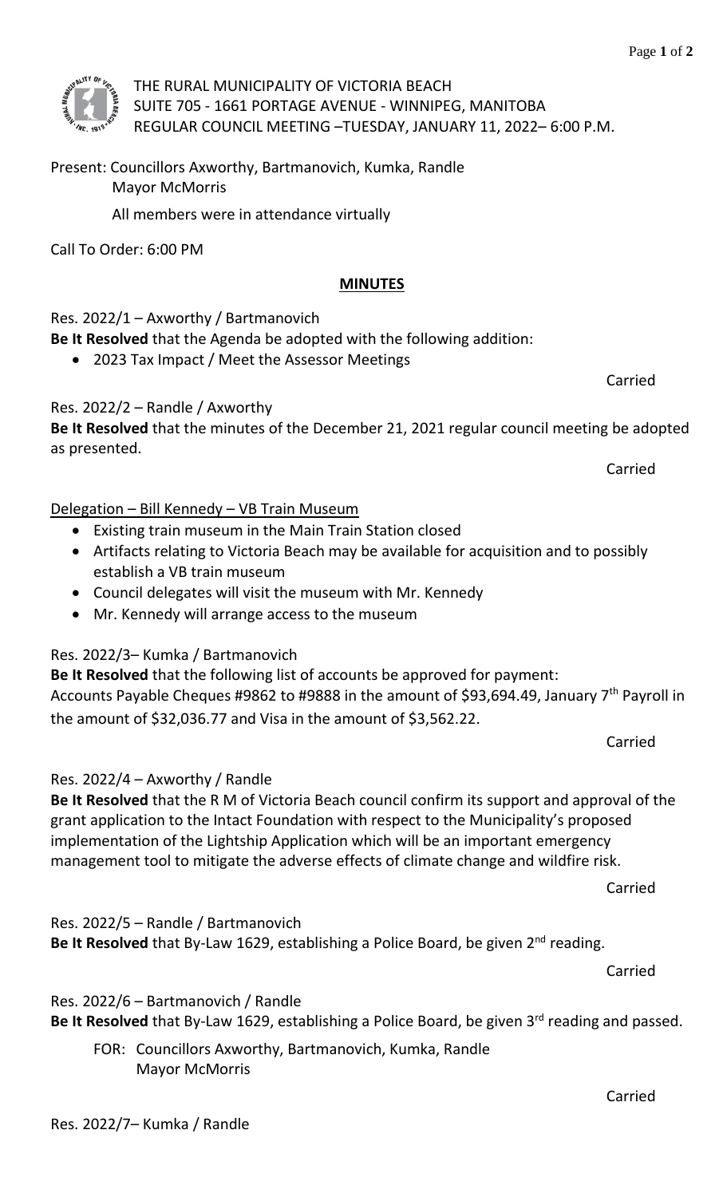THE RURAL MUNICIPALITY OF VICTORIA BEACH
SUITE 705 - 1661 PORTAGE AVENUE - WINNIPEG, MANITOBA
REGULAR COUNCIL MEETING –TUESDAY, JANUARY 11, 2022– 6:00 P.M.

Present: Councillors Axworthy, Bartmanovich, Kumka, Randle
Mayor McMorris

All members were in attendance virtually

Call To Order: 6:00 PM

## MINUTES

Res. 2022/1 – Axworthy / Bartmanovich
**Be It Resolved** that the Agenda be adopted with the following addition:

- 2023 Tax Impact / Meet the Assessor Meetings

Carried

Res. 2022/2 – Randle / Axworthy
**Be It Resolved** that the minutes of the December 21, 2021 regular council meeting be adopted as presented.

Carried

Delegation – Bill Kennedy – VB Train Museum

- Existing train museum in the Main Train Station closed
- Artifacts relating to Victoria Beach may be available for acquisition and to possibly establish a VB train museum
- Council delegates will visit the museum with Mr. Kennedy
- Mr. Kennedy will arrange access to the museum

Res. 2022/3– Kumka / Bartmanovich
**Be It Resolved** that the following list of accounts be approved for payment:
Accounts Payable Cheques #9862 to #9888 in the amount of $93,694.49, January 7th Payroll in the amount of $32,036.77 and Visa in the amount of $3,562.22.

Carried

Res. 2022/4 – Axworthy / Randle
**Be It Resolved** that the R M of Victoria Beach council confirm its support and approval of the grant application to the Intact Foundation with respect to the Municipality's proposed implementation of the Lightship Application which will be an important emergency management tool to mitigate the adverse effects of climate change and wildfire risk.

Carried

Res. 2022/5 – Randle / Bartmanovich
**Be It Resolved** that By-Law 1629, establishing a Police Board, be given 2nd reading.

Carried

Res. 2022/6 – Bartmanovich / Randle
**Be It Resolved** that By-Law 1629, establishing a Police Board, be given 3rd reading and passed.

FOR: Councillors Axworthy, Bartmanovich, Kumka, Randle
Mayor McMorris

Carried

Res. 2022/7– Kumka / Randle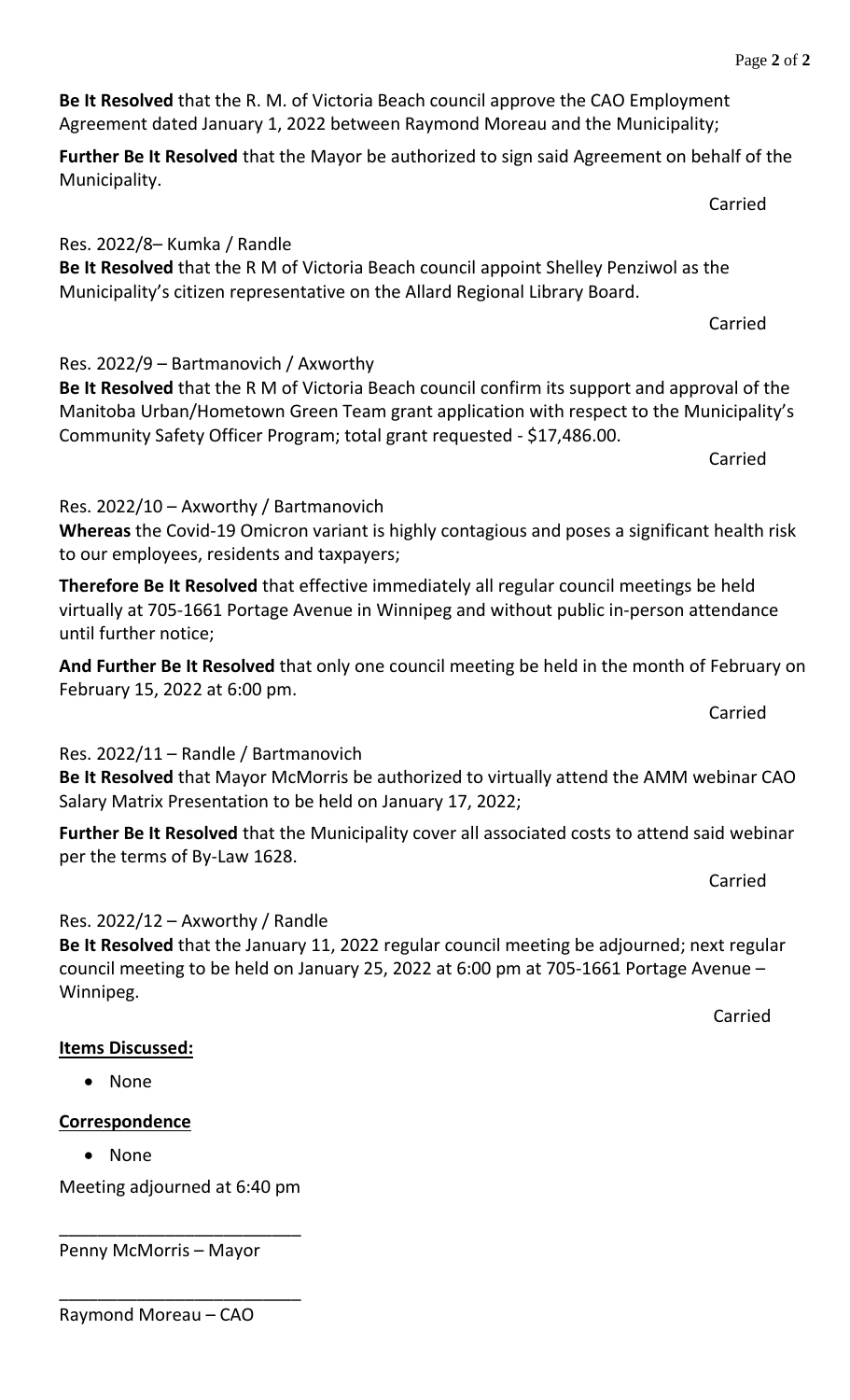**Be It Resolved** that the R. M. of Victoria Beach council approve the CAO Employment Agreement dated January 1, 2022 between Raymond Moreau and the Municipality;

**Further Be It Resolved** that the Mayor be authorized to sign said Agreement on behalf of the Municipality.

Carried

Res. 2022/8– Kumka / Randle
**Be It Resolved** that the R M of Victoria Beach council appoint Shelley Penziwol as the Municipality's citizen representative on the Allard Regional Library Board.

Carried

Res. 2022/9 – Bartmanovich / Axworthy
**Be It Resolved** that the R M of Victoria Beach council confirm its support and approval of the Manitoba Urban/Hometown Green Team grant application with respect to the Municipality's Community Safety Officer Program; total grant requested - $17,486.00.

Carried

Res. 2022/10 – Axworthy / Bartmanovich
**Whereas** the Covid-19 Omicron variant is highly contagious and poses a significant health risk to our employees, residents and taxpayers;

**Therefore Be It Resolved** that effective immediately all regular council meetings be held virtually at 705-1661 Portage Avenue in Winnipeg and without public in-person attendance until further notice;

**And Further Be It Resolved** that only one council meeting be held in the month of February on February 15, 2022 at 6:00 pm.

Carried

Res. 2022/11 – Randle / Bartmanovich
**Be It Resolved** that Mayor McMorris be authorized to virtually attend the AMM webinar CAO Salary Matrix Presentation to be held on January 17, 2022;

**Further Be It Resolved** that the Municipality cover all associated costs to attend said webinar per the terms of By-Law 1628.

Carried

Res. 2022/12 – Axworthy / Randle
**Be It Resolved** that the January 11, 2022 regular council meeting be adjourned; next regular council meeting to be held on January 25, 2022 at 6:00 pm at 705-1661 Portage Avenue – Winnipeg.

Carried

**Items Discussed:**

- None

**Correspondence**

- None

Meeting adjourned at 6:40 pm

_________________________
Penny McMorris – Mayor

_________________________
Raymond Moreau – CAO